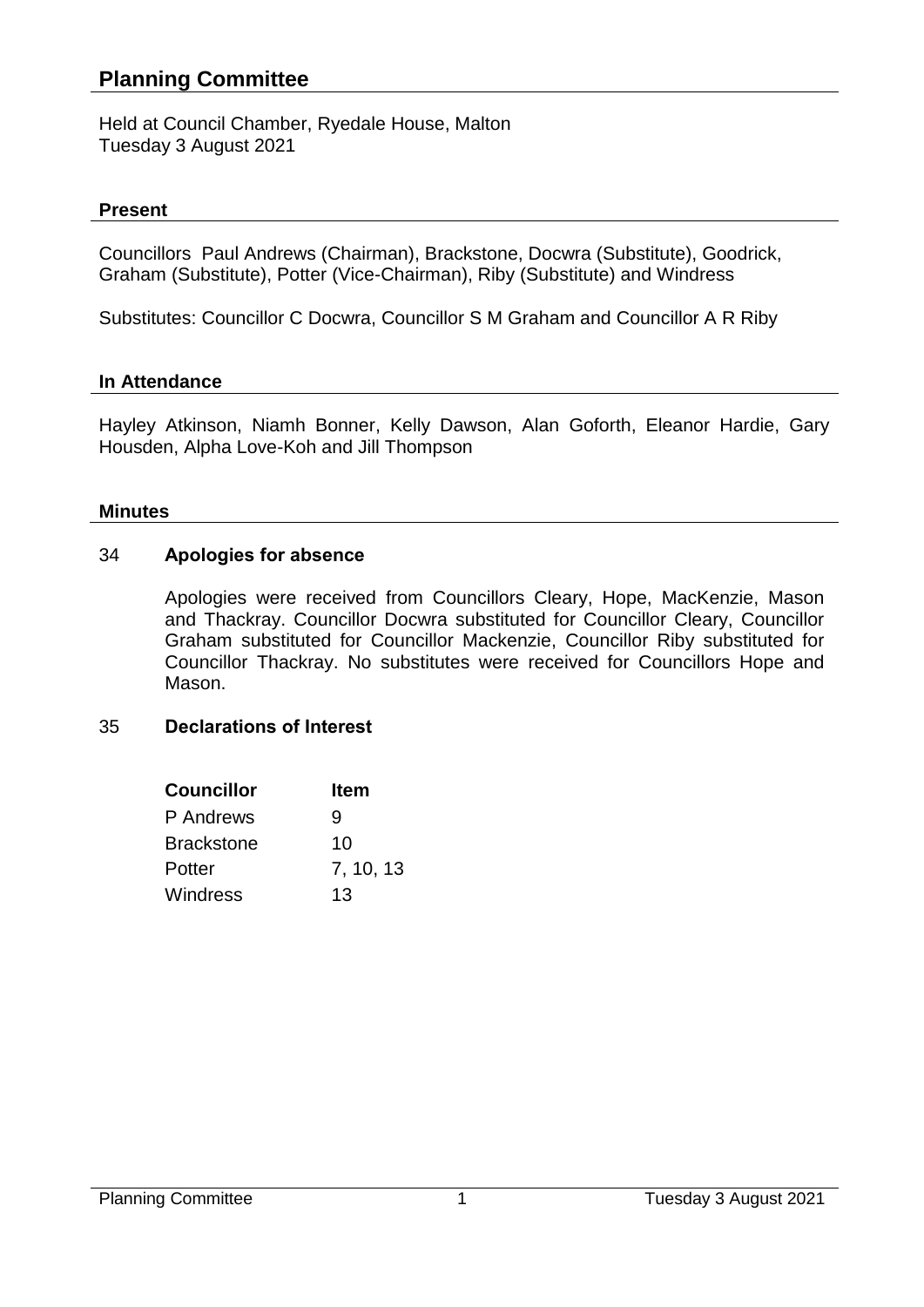# Planning Committee

Held at Council Chamber, Ryedale House, Malton
Tuesday 3 August 2021

## Present

Councillors Paul Andrews (Chairman), Brackstone, Docwra (Substitute), Goodrick, Graham (Substitute), Potter (Vice-Chairman), Riby (Substitute) and Windress

Substitutes: Councillor C Docwra, Councillor S M Graham and Councillor A R Riby

## In Attendance

Hayley Atkinson, Niamh Bonner, Kelly Dawson, Alan Goforth, Eleanor Hardie, Gary Housden, Alpha Love-Koh and Jill Thompson

## Minutes

### 34 Apologies for absence

Apologies were received from Councillors Cleary, Hope, MacKenzie, Mason and Thackray. Councillor Docwra substituted for Councillor Cleary, Councillor Graham substituted for Councillor Mackenzie, Councillor Riby substituted for Councillor Thackray. No substitutes were received for Councillors Hope and Mason.

### 35 Declarations of Interest

| Councillor | Item |
|---|---|
| P Andrews | 9 |
| Brackstone | 10 |
| Potter | 7, 10, 13 |
| Windress | 13 |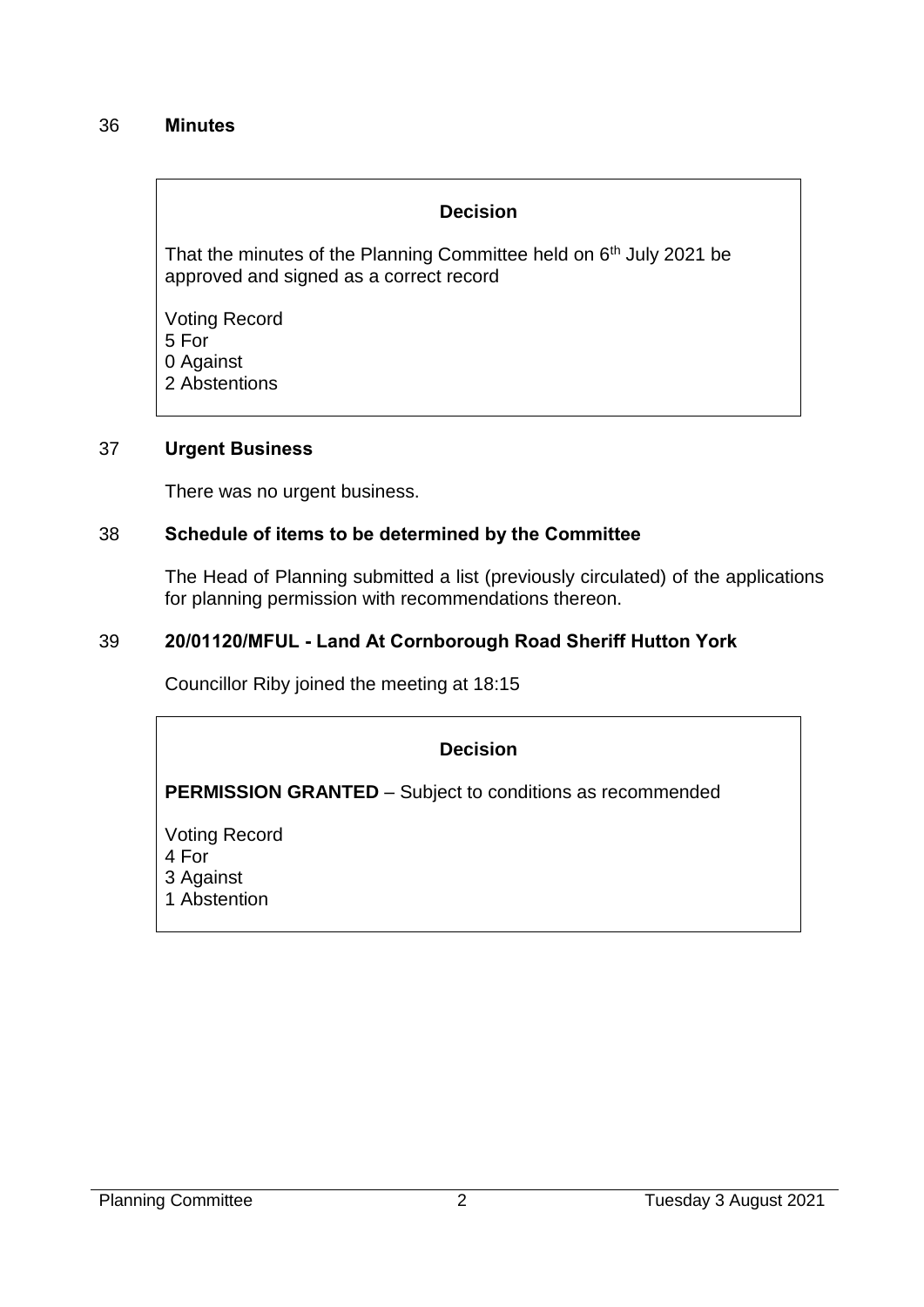## 36 **Minutes**

> **Decision**
>
> That the minutes of the Planning Committee held on 6th July 2021 be approved and signed as a correct record
>
> Voting Record
> 5 For
> 0 Against
> 2 Abstentions

## 37 **Urgent Business**

There was no urgent business.

## 38 **Schedule of items to be determined by the Committee**

The Head of Planning submitted a list (previously circulated) of the applications for planning permission with recommendations thereon.

## 39 **20/01120/MFUL - Land At Cornborough Road Sheriff Hutton York**

Councillor Riby joined the meeting at 18:15

> **Decision**
>
> **PERMISSION GRANTED** – Subject to conditions as recommended
>
> Voting Record
> 4 For
> 3 Against
> 1 Abstention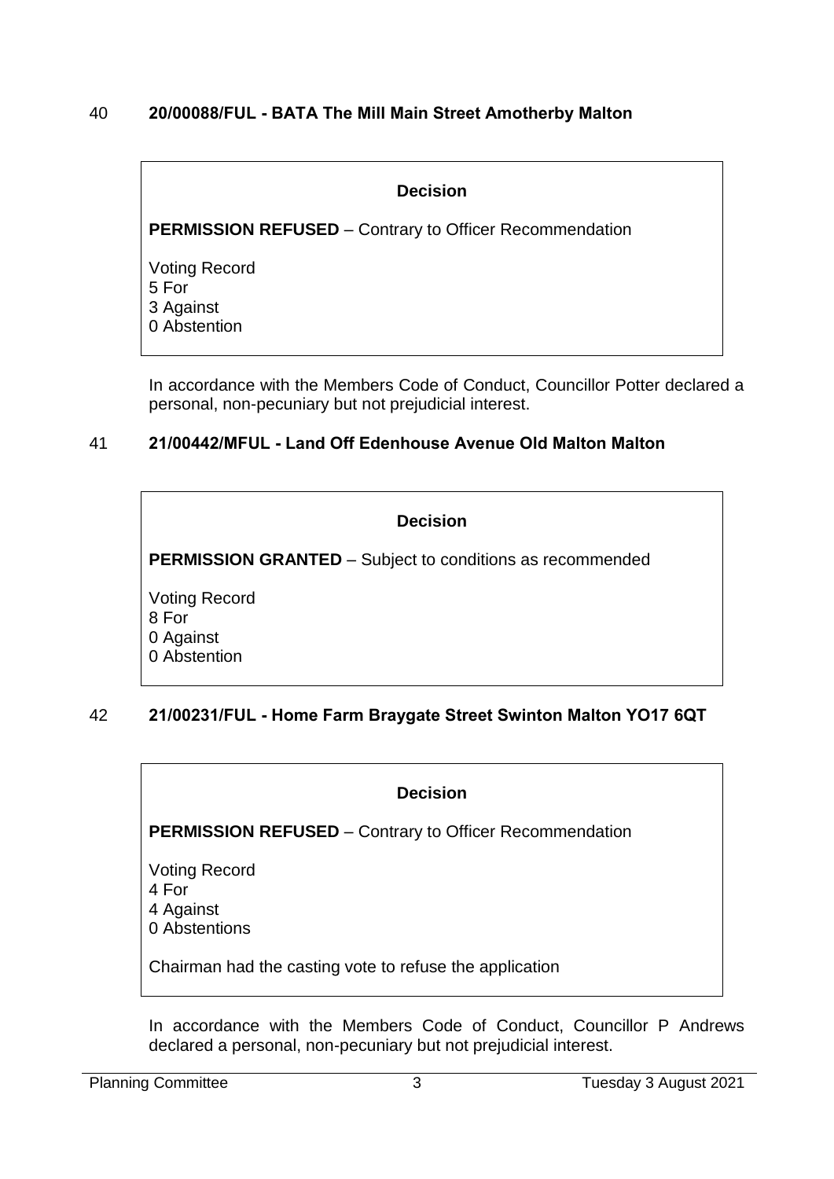## 40 20/00088/FUL - BATA The Mill Main Street Amotherby Malton

> **Decision**
>
> **PERMISSION REFUSED** – Contrary to Officer Recommendation
>
> Voting Record
> 5 For
> 3 Against
> 0 Abstention

In accordance with the Members Code of Conduct, Councillor Potter declared a personal, non-pecuniary but not prejudicial interest.

## 41 21/00442/MFUL - Land Off Edenhouse Avenue Old Malton Malton

> **Decision**
>
> **PERMISSION GRANTED** – Subject to conditions as recommended
>
> Voting Record
> 8 For
> 0 Against
> 0 Abstention

## 42 21/00231/FUL - Home Farm Braygate Street Swinton Malton YO17 6QT

> **Decision**
>
> **PERMISSION REFUSED** – Contrary to Officer Recommendation
>
> Voting Record
> 4 For
> 4 Against
> 0 Abstentions
>
> Chairman had the casting vote to refuse the application

In accordance with the Members Code of Conduct, Councillor P Andrews declared a personal, non-pecuniary but not prejudicial interest.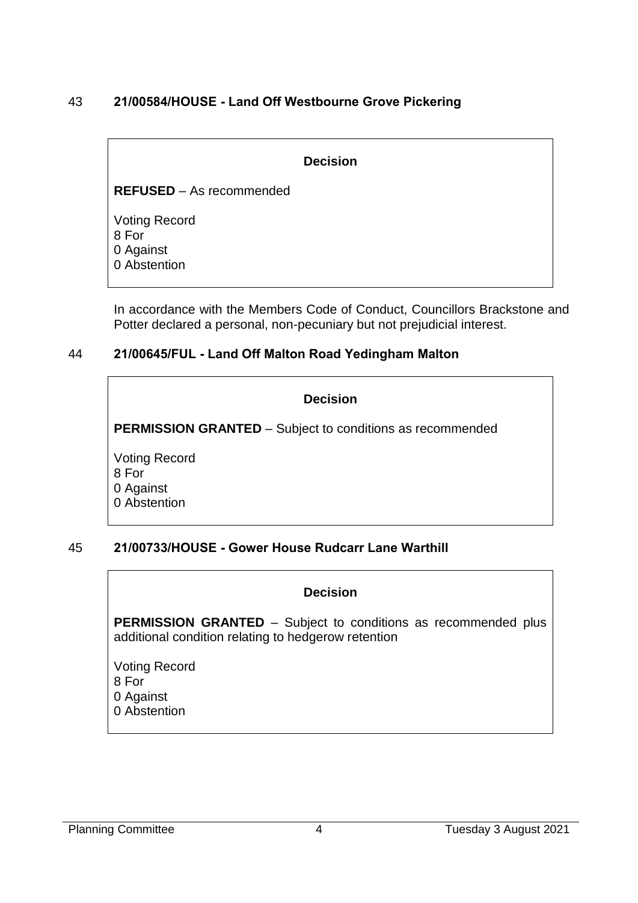## 43 **21/00584/HOUSE - Land Off Westbourne Grove Pickering**

> **Decision**
>
> **REFUSED** – As recommended
>
> Voting Record
> 8 For
> 0 Against
> 0 Abstention

In accordance with the Members Code of Conduct, Councillors Brackstone and Potter declared a personal, non-pecuniary but not prejudicial interest.

## 44 **21/00645/FUL - Land Off Malton Road Yedingham Malton**

> **Decision**
>
> **PERMISSION GRANTED** – Subject to conditions as recommended
>
> Voting Record
> 8 For
> 0 Against
> 0 Abstention

## 45 **21/00733/HOUSE - Gower House Rudcarr Lane Warthill**

> **Decision**
>
> **PERMISSION GRANTED** – Subject to conditions as recommended plus additional condition relating to hedgerow retention
>
> Voting Record
> 8 For
> 0 Against
> 0 Abstention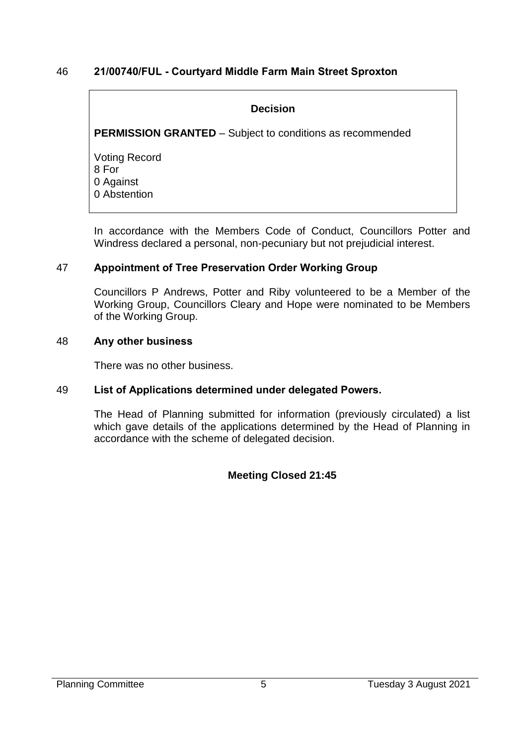### 46 **21/00740/FUL - Courtyard Middle Farm Main Street Sproxton**

**Decision**

**PERMISSION GRANTED** – Subject to conditions as recommended

Voting Record
8 For
0 Against
0 Abstention

In accordance with the Members Code of Conduct, Councillors Potter and Windress declared a personal, non-pecuniary but not prejudicial interest.

### 47 **Appointment of Tree Preservation Order Working Group**

Councillors P Andrews, Potter and Riby volunteered to be a Member of the Working Group, Councillors Cleary and Hope were nominated to be Members of the Working Group.

### 48 **Any other business**

There was no other business.

### 49 **List of Applications determined under delegated Powers.**

The Head of Planning submitted for information (previously circulated) a list which gave details of the applications determined by the Head of Planning in accordance with the scheme of delegated decision.

**Meeting Closed 21:45**